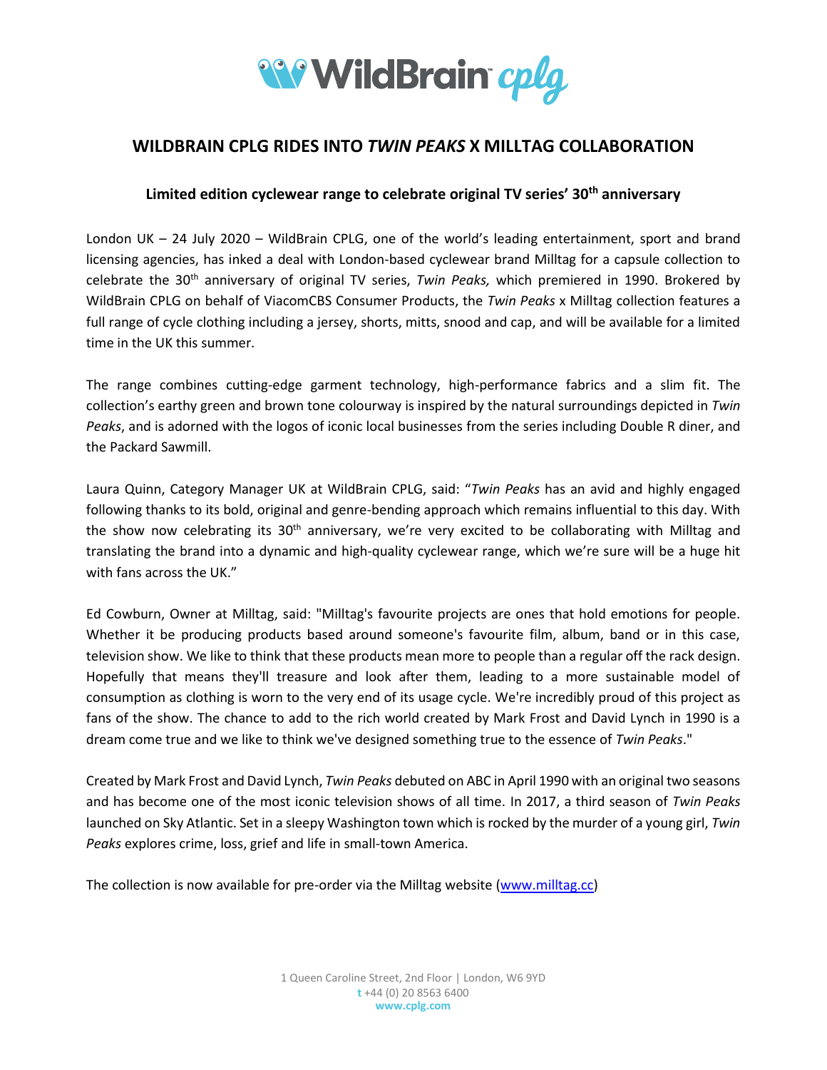# WILDBRAIN CPLG RIDES INTO *TWIN PEAKS* X MILLTAG COLLABORATION

## Limited edition cyclewear range to celebrate original TV series' 30th anniversary

London UK – 24 July 2020 – WildBrain CPLG, one of the world's leading entertainment, sport and brand licensing agencies, has inked a deal with London-based cyclewear brand Milltag for a capsule collection to celebrate the 30th anniversary of original TV series, *Twin Peaks,* which premiered in 1990. Brokered by WildBrain CPLG on behalf of ViacomCBS Consumer Products, the *Twin Peaks* x Milltag collection features a full range of cycle clothing including a jersey, shorts, mitts, snood and cap, and will be available for a limited time in the UK this summer.

The range combines cutting-edge garment technology, high-performance fabrics and a slim fit. The collection's earthy green and brown tone colourway is inspired by the natural surroundings depicted in *Twin Peaks*, and is adorned with the logos of iconic local businesses from the series including Double R diner, and the Packard Sawmill.

Laura Quinn, Category Manager UK at WildBrain CPLG, said: "*Twin Peaks* has an avid and highly engaged following thanks to its bold, original and genre-bending approach which remains influential to this day. With the show now celebrating its 30th anniversary, we're very excited to be collaborating with Milltag and translating the brand into a dynamic and high-quality cyclewear range, which we're sure will be a huge hit with fans across the UK."

Ed Cowburn, Owner at Milltag, said: "Milltag's favourite projects are ones that hold emotions for people. Whether it be producing products based around someone's favourite film, album, band or in this case, television show. We like to think that these products mean more to people than a regular off the rack design. Hopefully that means they'll treasure and look after them, leading to a more sustainable model of consumption as clothing is worn to the very end of its usage cycle. We're incredibly proud of this project as fans of the show. The chance to add to the rich world created by Mark Frost and David Lynch in 1990 is a dream come true and we like to think we've designed something true to the essence of *Twin Peaks*."

Created by Mark Frost and David Lynch, *Twin Peaks* debuted on ABC in April 1990 with an original two seasons and has become one of the most iconic television shows of all time. In 2017, a third season of *Twin Peaks* launched on Sky Atlantic. Set in a sleepy Washington town which is rocked by the murder of a young girl, *Twin Peaks* explores crime, loss, grief and life in small-town America.

The collection is now available for pre-order via the Milltag website (www.milltag.cc)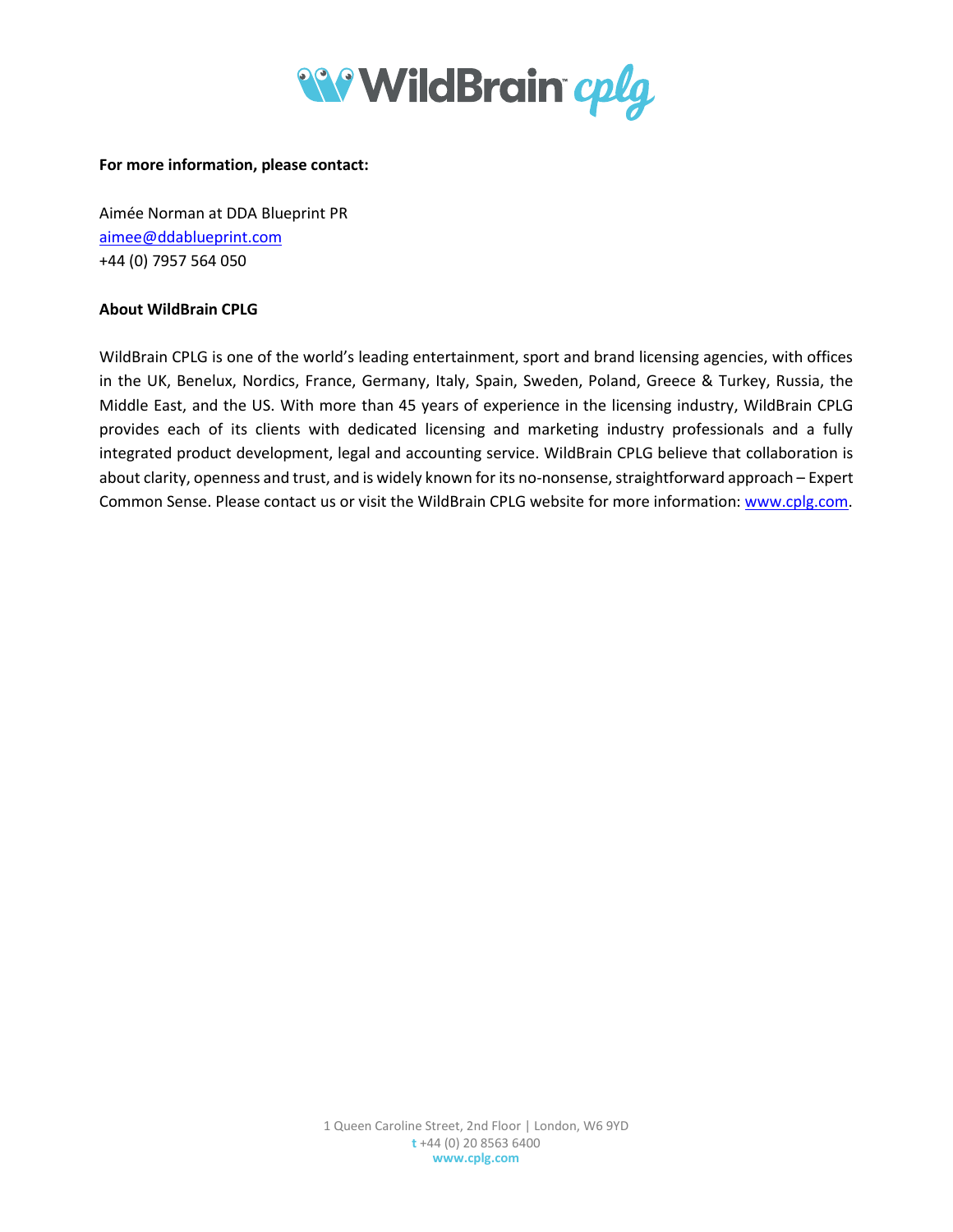**For more information, please contact:**

Aimée Norman at DDA Blueprint PR
aimee@ddablueprint.com
+44 (0) 7957 564 050

**About WildBrain CPLG**

WildBrain CPLG is one of the world's leading entertainment, sport and brand licensing agencies, with offices in the UK, Benelux, Nordics, France, Germany, Italy, Spain, Sweden, Poland, Greece & Turkey, Russia, the Middle East, and the US. With more than 45 years of experience in the licensing industry, WildBrain CPLG provides each of its clients with dedicated licensing and marketing industry professionals and a fully integrated product development, legal and accounting service. WildBrain CPLG believe that collaboration is about clarity, openness and trust, and is widely known for its no-nonsense, straightforward approach – Expert Common Sense. Please contact us or visit the WildBrain CPLG website for more information: www.cplg.com.

1 Queen Caroline Street, 2nd Floor | London, W6 9YD
t +44 (0) 20 8563 6400
www.cplg.com